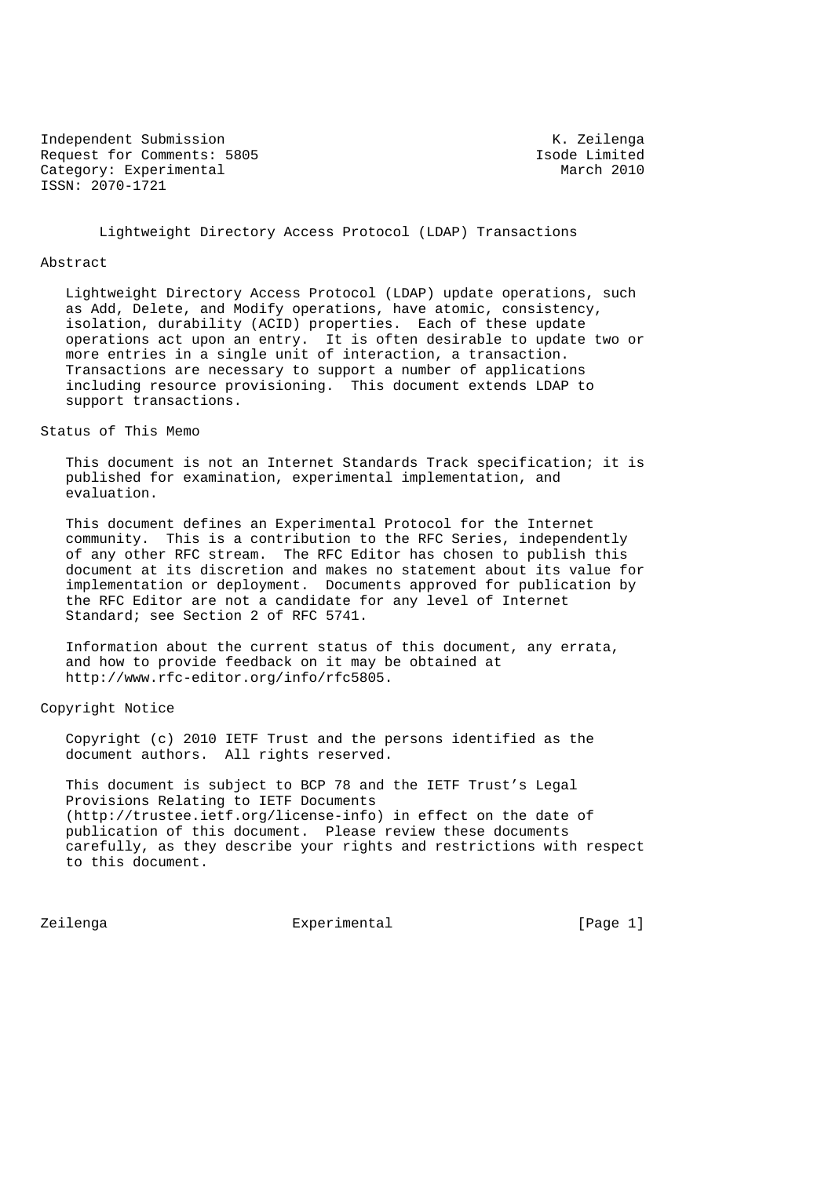Independent Submission K. Zeilenga
Request for Comments: 5805 Isode Limited
Category: Experimental March 2010
ISSN: 2070-1721

# Lightweight Directory Access Protocol (LDAP) Transactions

## Abstract

Lightweight Directory Access Protocol (LDAP) update operations, such as Add, Delete, and Modify operations, have atomic, consistency, isolation, durability (ACID) properties. Each of these update operations act upon an entry. It is often desirable to update two or more entries in a single unit of interaction, a transaction. Transactions are necessary to support a number of applications including resource provisioning. This document extends LDAP to support transactions.

## Status of This Memo

This document is not an Internet Standards Track specification; it is published for examination, experimental implementation, and evaluation.

This document defines an Experimental Protocol for the Internet community. This is a contribution to the RFC Series, independently of any other RFC stream. The RFC Editor has chosen to publish this document at its discretion and makes no statement about its value for implementation or deployment. Documents approved for publication by the RFC Editor are not a candidate for any level of Internet Standard; see Section 2 of RFC 5741.

Information about the current status of this document, any errata, and how to provide feedback on it may be obtained at http://www.rfc-editor.org/info/rfc5805.

## Copyright Notice

Copyright (c) 2010 IETF Trust and the persons identified as the document authors. All rights reserved.

This document is subject to BCP 78 and the IETF Trust's Legal Provisions Relating to IETF Documents (http://trustee.ietf.org/license-info) in effect on the date of publication of this document. Please review these documents carefully, as they describe your rights and restrictions with respect to this document.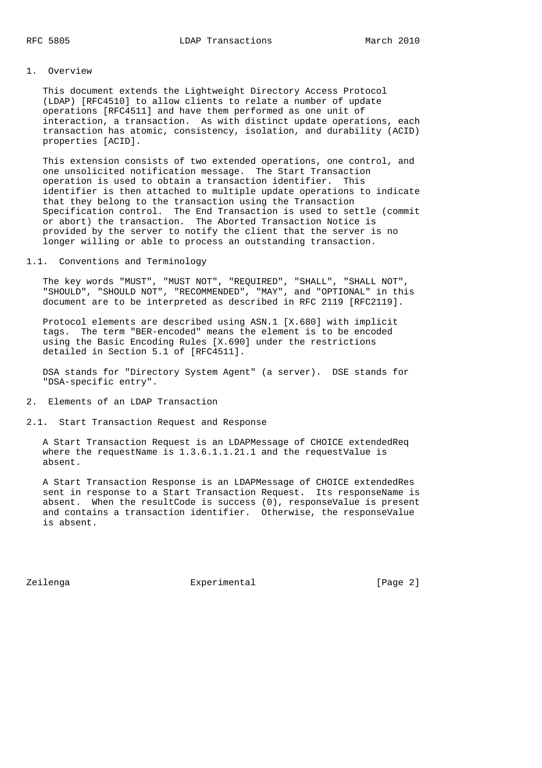## 1. Overview

This document extends the Lightweight Directory Access Protocol (LDAP) [RFC4510] to allow clients to relate a number of update operations [RFC4511] and have them performed as one unit of interaction, a transaction. As with distinct update operations, each transaction has atomic, consistency, isolation, and durability (ACID) properties [ACID].

This extension consists of two extended operations, one control, and one unsolicited notification message. The Start Transaction operation is used to obtain a transaction identifier. This identifier is then attached to multiple update operations to indicate that they belong to the transaction using the Transaction Specification control. The End Transaction is used to settle (commit or abort) the transaction. The Aborted Transaction Notice is provided by the server to notify the client that the server is no longer willing or able to process an outstanding transaction.

### 1.1. Conventions and Terminology

The key words "MUST", "MUST NOT", "REQUIRED", "SHALL", "SHALL NOT", "SHOULD", "SHOULD NOT", "RECOMMENDED", "MAY", and "OPTIONAL" in this document are to be interpreted as described in RFC 2119 [RFC2119].

Protocol elements are described using ASN.1 [X.680] with implicit tags. The term "BER-encoded" means the element is to be encoded using the Basic Encoding Rules [X.690] under the restrictions detailed in Section 5.1 of [RFC4511].

DSA stands for "Directory System Agent" (a server). DSE stands for "DSA-specific entry".

## 2. Elements of an LDAP Transaction

### 2.1. Start Transaction Request and Response

A Start Transaction Request is an LDAPMessage of CHOICE extendedReq where the requestName is 1.3.6.1.1.21.1 and the requestValue is absent.

A Start Transaction Response is an LDAPMessage of CHOICE extendedRes sent in response to a Start Transaction Request. Its responseName is absent. When the resultCode is success (0), responseValue is present and contains a transaction identifier. Otherwise, the responseValue is absent.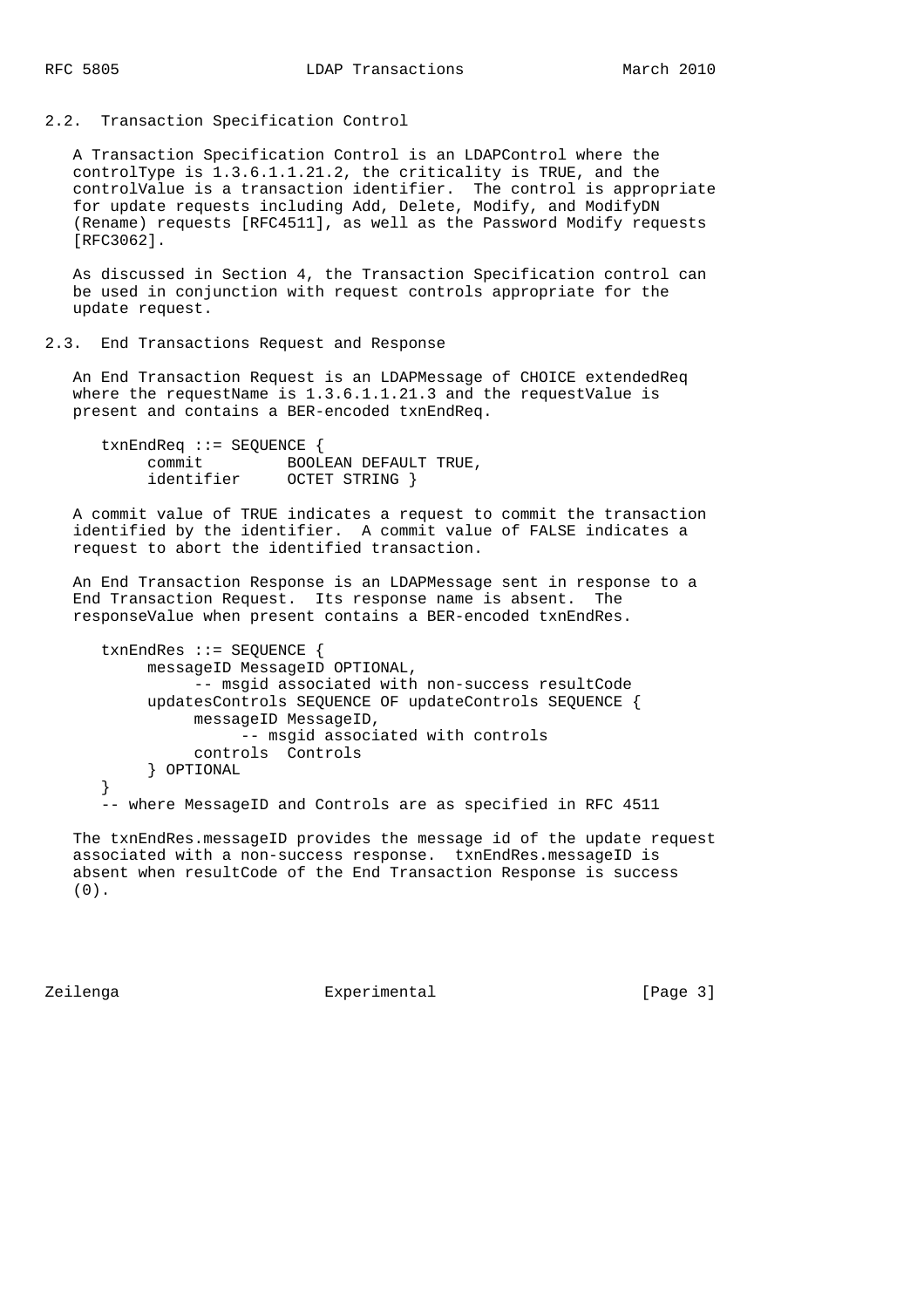## 2.2. Transaction Specification Control

A Transaction Specification Control is an LDAPControl where the controlType is 1.3.6.1.1.21.2, the criticality is TRUE, and the controlValue is a transaction identifier. The control is appropriate for update requests including Add, Delete, Modify, and ModifyDN (Rename) requests [RFC4511], as well as the Password Modify requests [RFC3062].

As discussed in Section 4, the Transaction Specification control can be used in conjunction with request controls appropriate for the update request.

## 2.3. End Transactions Request and Response

An End Transaction Request is an LDAPMessage of CHOICE extendedReq where the requestName is 1.3.6.1.1.21.3 and the requestValue is present and contains a BER-encoded txnEndReq.

```
txnEndReq ::= SEQUENCE {
     commit         BOOLEAN DEFAULT TRUE,
     identifier     OCTET STRING }
```

A commit value of TRUE indicates a request to commit the transaction identified by the identifier. A commit value of FALSE indicates a request to abort the identified transaction.

An End Transaction Response is an LDAPMessage sent in response to a End Transaction Request. Its response name is absent. The responseValue when present contains a BER-encoded txnEndRes.

```
txnEndRes ::= SEQUENCE {
     messageID MessageID OPTIONAL,
          -- msgid associated with non-success resultCode
     updatesControls SEQUENCE OF updateControls SEQUENCE {
          messageID MessageID,
               -- msgid associated with controls
          controls  Controls
     } OPTIONAL
}
-- where MessageID and Controls are as specified in RFC 4511
```

The txnEndRes.messageID provides the message id of the update request associated with a non-success response. txnEndRes.messageID is absent when resultCode of the End Transaction Response is success (0).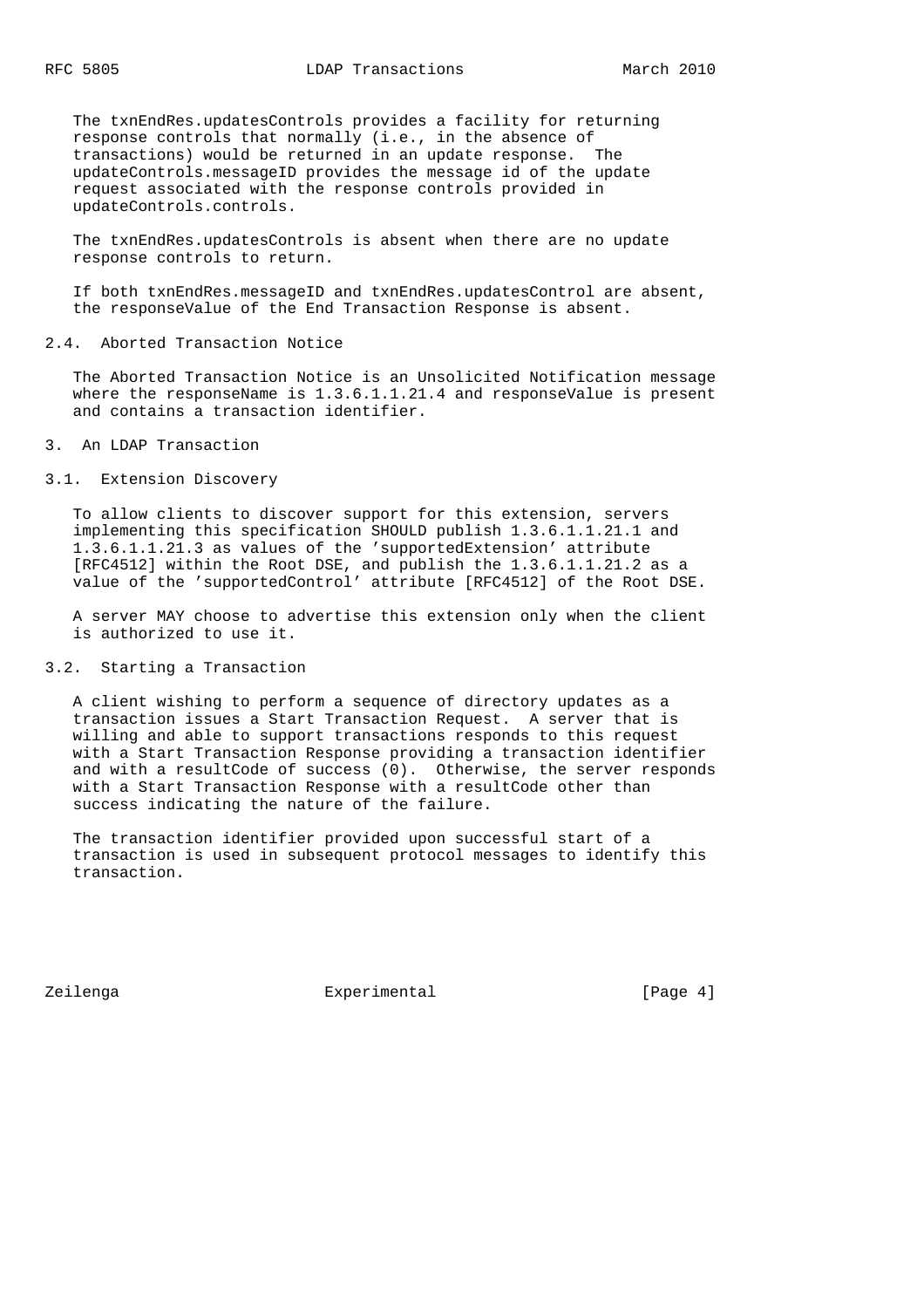The txnEndRes.updatesControls provides a facility for returning response controls that normally (i.e., in the absence of transactions) would be returned in an update response. The updateControls.messageID provides the message id of the update request associated with the response controls provided in updateControls.controls.

The txnEndRes.updatesControls is absent when there are no update response controls to return.

If both txnEndRes.messageID and txnEndRes.updatesControl are absent, the responseValue of the End Transaction Response is absent.

### 2.4. Aborted Transaction Notice

The Aborted Transaction Notice is an Unsolicited Notification message where the responseName is 1.3.6.1.1.21.4 and responseValue is present and contains a transaction identifier.

## 3. An LDAP Transaction

### 3.1. Extension Discovery

To allow clients to discover support for this extension, servers implementing this specification SHOULD publish 1.3.6.1.1.21.1 and 1.3.6.1.1.21.3 as values of the 'supportedExtension' attribute [RFC4512] within the Root DSE, and publish the 1.3.6.1.1.21.2 as a value of the 'supportedControl' attribute [RFC4512] of the Root DSE.

A server MAY choose to advertise this extension only when the client is authorized to use it.

### 3.2. Starting a Transaction

A client wishing to perform a sequence of directory updates as a transaction issues a Start Transaction Request. A server that is willing and able to support transactions responds to this request with a Start Transaction Response providing a transaction identifier and with a resultCode of success (0). Otherwise, the server responds with a Start Transaction Response with a resultCode other than success indicating the nature of the failure.

The transaction identifier provided upon successful start of a transaction is used in subsequent protocol messages to identify this transaction.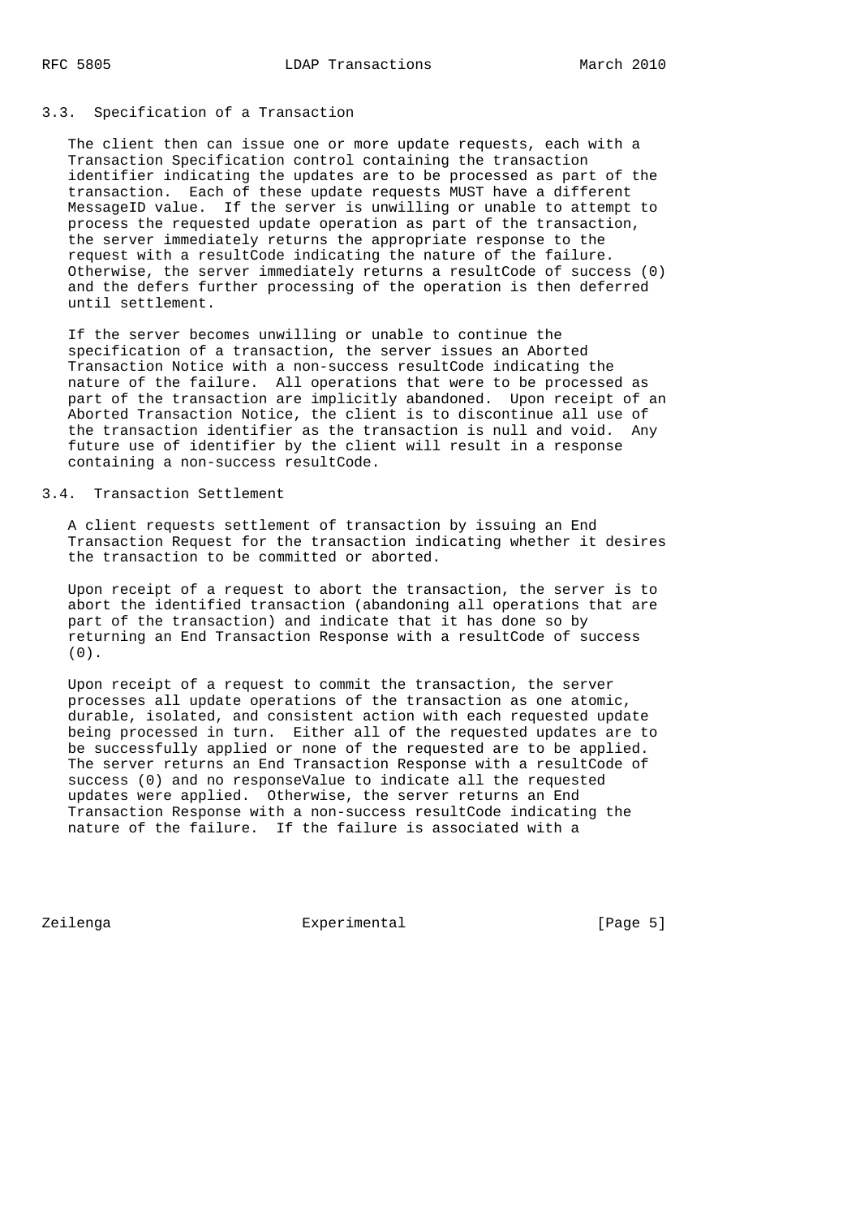### 3.3. Specification of a Transaction

The client then can issue one or more update requests, each with a Transaction Specification control containing the transaction identifier indicating the updates are to be processed as part of the transaction. Each of these update requests MUST have a different MessageID value. If the server is unwilling or unable to attempt to process the requested update operation as part of the transaction, the server immediately returns the appropriate response to the request with a resultCode indicating the nature of the failure. Otherwise, the server immediately returns a resultCode of success (0) and the defers further processing of the operation is then deferred until settlement.

If the server becomes unwilling or unable to continue the specification of a transaction, the server issues an Aborted Transaction Notice with a non-success resultCode indicating the nature of the failure. All operations that were to be processed as part of the transaction are implicitly abandoned. Upon receipt of an Aborted Transaction Notice, the client is to discontinue all use of the transaction identifier as the transaction is null and void. Any future use of identifier by the client will result in a response containing a non-success resultCode.

### 3.4. Transaction Settlement

A client requests settlement of transaction by issuing an End Transaction Request for the transaction indicating whether it desires the transaction to be committed or aborted.

Upon receipt of a request to abort the transaction, the server is to abort the identified transaction (abandoning all operations that are part of the transaction) and indicate that it has done so by returning an End Transaction Response with a resultCode of success (0).

Upon receipt of a request to commit the transaction, the server processes all update operations of the transaction as one atomic, durable, isolated, and consistent action with each requested update being processed in turn. Either all of the requested updates are to be successfully applied or none of the requested are to be applied. The server returns an End Transaction Response with a resultCode of success (0) and no responseValue to indicate all the requested updates were applied. Otherwise, the server returns an End Transaction Response with a non-success resultCode indicating the nature of the failure. If the failure is associated with a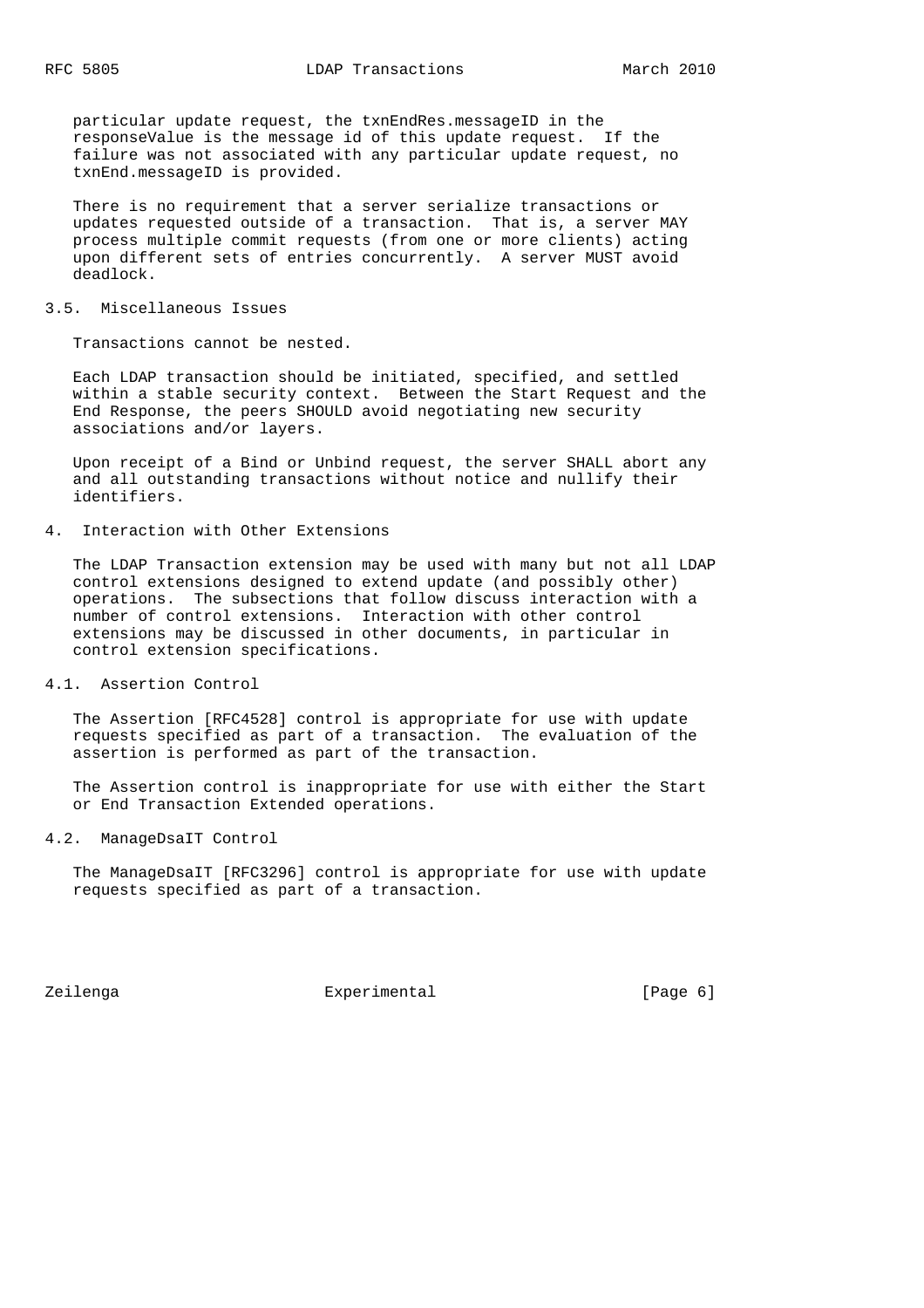particular update request, the txnEndRes.messageID in the responseValue is the message id of this update request. If the failure was not associated with any particular update request, no txnEnd.messageID is provided.

There is no requirement that a server serialize transactions or updates requested outside of a transaction. That is, a server MAY process multiple commit requests (from one or more clients) acting upon different sets of entries concurrently. A server MUST avoid deadlock.

### 3.5. Miscellaneous Issues

Transactions cannot be nested.

Each LDAP transaction should be initiated, specified, and settled within a stable security context. Between the Start Request and the End Response, the peers SHOULD avoid negotiating new security associations and/or layers.

Upon receipt of a Bind or Unbind request, the server SHALL abort any and all outstanding transactions without notice and nullify their identifiers.

## 4. Interaction with Other Extensions

The LDAP Transaction extension may be used with many but not all LDAP control extensions designed to extend update (and possibly other) operations. The subsections that follow discuss interaction with a number of control extensions. Interaction with other control extensions may be discussed in other documents, in particular in control extension specifications.

### 4.1. Assertion Control

The Assertion [RFC4528] control is appropriate for use with update requests specified as part of a transaction. The evaluation of the assertion is performed as part of the transaction.

The Assertion control is inappropriate for use with either the Start or End Transaction Extended operations.

### 4.2. ManageDsaIT Control

The ManageDsaIT [RFC3296] control is appropriate for use with update requests specified as part of a transaction.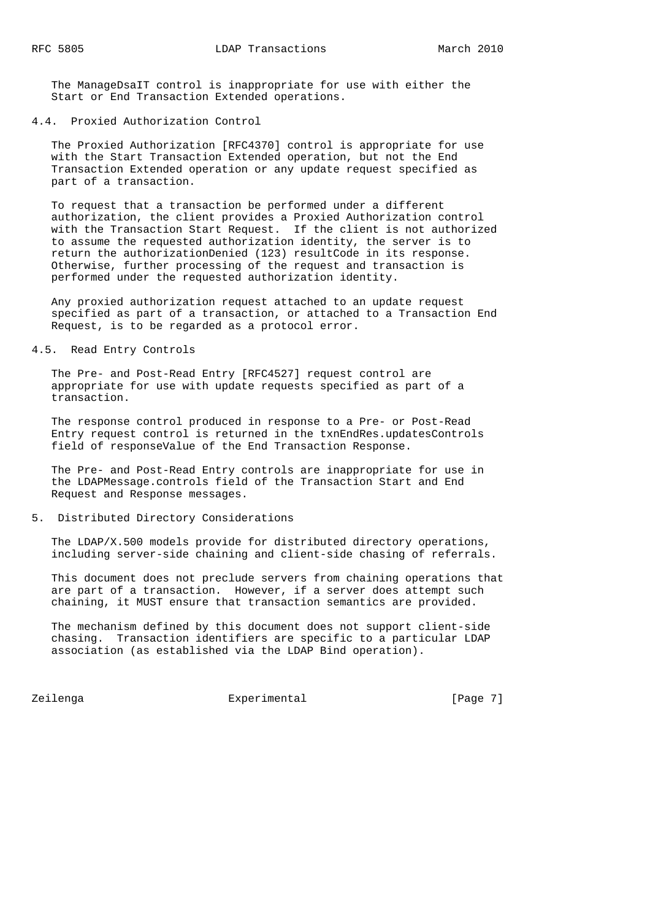The ManageDsaIT control is inappropriate for use with either the Start or End Transaction Extended operations.

### 4.4. Proxied Authorization Control

The Proxied Authorization [RFC4370] control is appropriate for use with the Start Transaction Extended operation, but not the End Transaction Extended operation or any update request specified as part of a transaction.

To request that a transaction be performed under a different authorization, the client provides a Proxied Authorization control with the Transaction Start Request. If the client is not authorized to assume the requested authorization identity, the server is to return the authorizationDenied (123) resultCode in its response. Otherwise, further processing of the request and transaction is performed under the requested authorization identity.

Any proxied authorization request attached to an update request specified as part of a transaction, or attached to a Transaction End Request, is to be regarded as a protocol error.

### 4.5. Read Entry Controls

The Pre- and Post-Read Entry [RFC4527] request control are appropriate for use with update requests specified as part of a transaction.

The response control produced in response to a Pre- or Post-Read Entry request control is returned in the txnEndRes.updatesControls field of responseValue of the End Transaction Response.

The Pre- and Post-Read Entry controls are inappropriate for use in the LDAPMessage.controls field of the Transaction Start and End Request and Response messages.

## 5. Distributed Directory Considerations

The LDAP/X.500 models provide for distributed directory operations, including server-side chaining and client-side chasing of referrals.

This document does not preclude servers from chaining operations that are part of a transaction. However, if a server does attempt such chaining, it MUST ensure that transaction semantics are provided.

The mechanism defined by this document does not support client-side chasing. Transaction identifiers are specific to a particular LDAP association (as established via the LDAP Bind operation).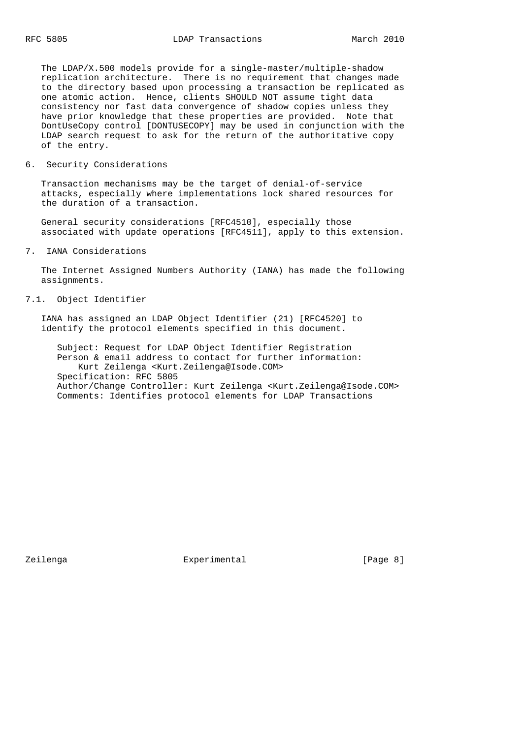The LDAP/X.500 models provide for a single-master/multiple-shadow replication architecture. There is no requirement that changes made to the directory based upon processing a transaction be replicated as one atomic action. Hence, clients SHOULD NOT assume tight data consistency nor fast data convergence of shadow copies unless they have prior knowledge that these properties are provided. Note that DontUseCopy control [DONTUSECOPY] may be used in conjunction with the LDAP search request to ask for the return of the authoritative copy of the entry.

## 6. Security Considerations

Transaction mechanisms may be the target of denial-of-service attacks, especially where implementations lock shared resources for the duration of a transaction.

General security considerations [RFC4510], especially those associated with update operations [RFC4511], apply to this extension.

## 7. IANA Considerations

The Internet Assigned Numbers Authority (IANA) has made the following assignments.

### 7.1. Object Identifier

IANA has assigned an LDAP Object Identifier (21) [RFC4520] to identify the protocol elements specified in this document.

```
   Subject: Request for LDAP Object Identifier Registration
   Person & email address to contact for further information:
       Kurt Zeilenga <Kurt.Zeilenga@Isode.COM>
   Specification: RFC 5805
   Author/Change Controller: Kurt Zeilenga <Kurt.Zeilenga@Isode.COM>
   Comments: Identifies protocol elements for LDAP Transactions
```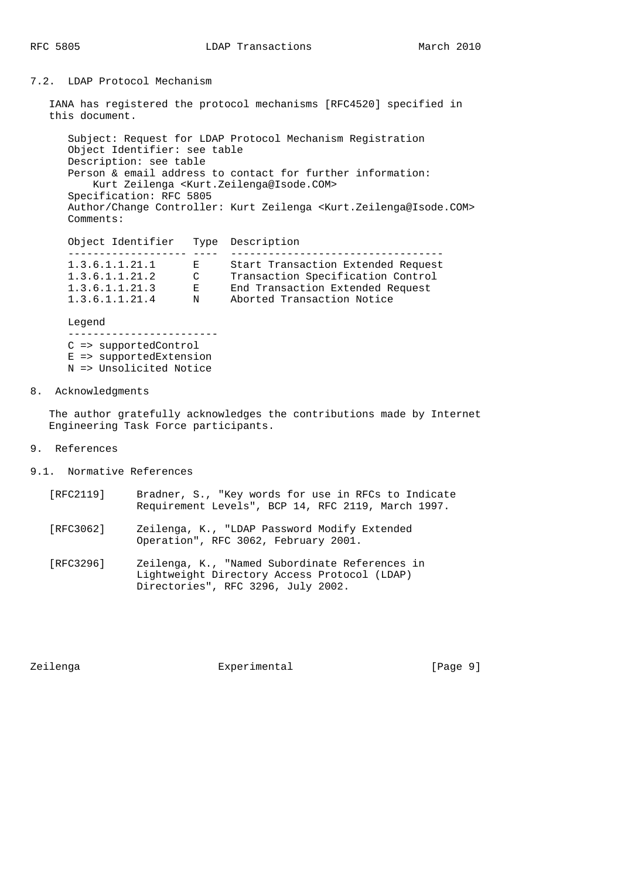### 7.2. LDAP Protocol Mechanism

IANA has registered the protocol mechanisms [RFC4520] specified in this document.

Subject: Request for LDAP Protocol Mechanism Registration
Object Identifier: see table
Description: see table
Person & email address to contact for further information:
Kurt Zeilenga <Kurt.Zeilenga@Isode.COM>
Specification: RFC 5805
Author/Change Controller: Kurt Zeilenga <Kurt.Zeilenga@Isode.COM>
Comments:

| Object Identifier | Type | Description |
| --- | --- | --- |
| 1.3.6.1.1.21.1 | E | Start Transaction Extended Request |
| 1.3.6.1.1.21.2 | C | Transaction Specification Control |
| 1.3.6.1.1.21.3 | E | End Transaction Extended Request |
| 1.3.6.1.1.21.4 | N | Aborted Transaction Notice |

Legend

- C => supportedControl
- E => supportedExtension
- N => Unsolicited Notice

## 8. Acknowledgments

The author gratefully acknowledges the contributions made by Internet Engineering Task Force participants.

## 9. References

### 9.1. Normative References

[RFC2119] Bradner, S., "Key words for use in RFCs to Indicate Requirement Levels", BCP 14, RFC 2119, March 1997.

[RFC3062] Zeilenga, K., "LDAP Password Modify Extended Operation", RFC 3062, February 2001.

[RFC3296] Zeilenga, K., "Named Subordinate References in Lightweight Directory Access Protocol (LDAP) Directories", RFC 3296, July 2002.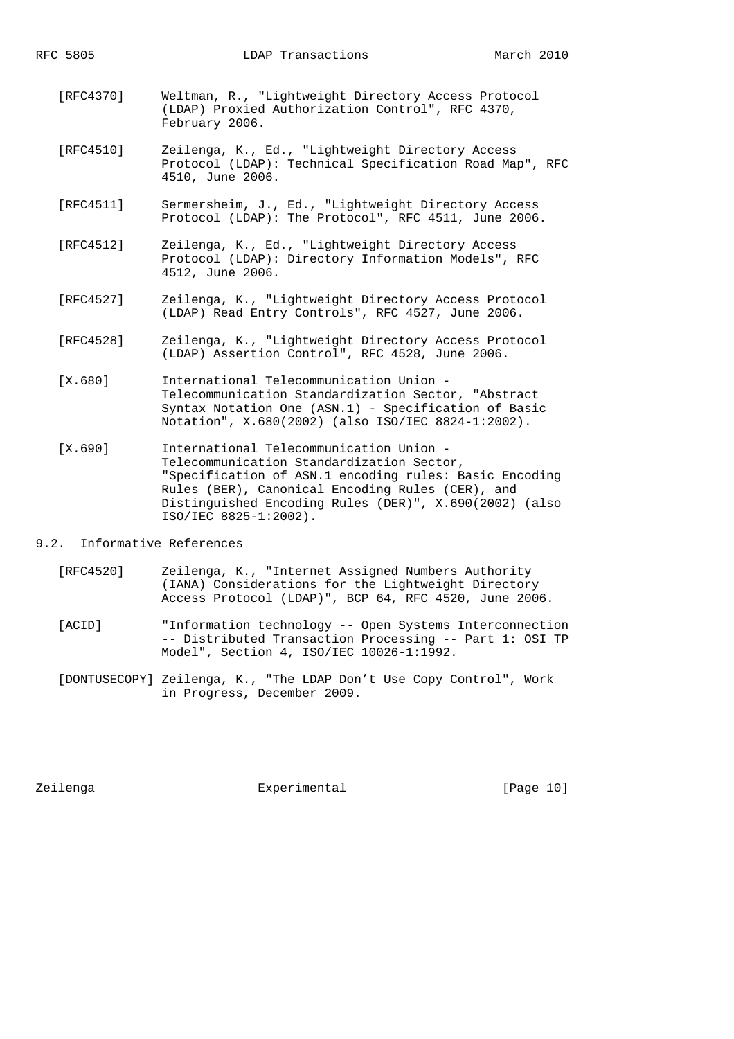[RFC4370] Weltman, R., "Lightweight Directory Access Protocol (LDAP) Proxied Authorization Control", RFC 4370, February 2006.

[RFC4510] Zeilenga, K., Ed., "Lightweight Directory Access Protocol (LDAP): Technical Specification Road Map", RFC 4510, June 2006.

[RFC4511] Sermersheim, J., Ed., "Lightweight Directory Access Protocol (LDAP): The Protocol", RFC 4511, June 2006.

[RFC4512] Zeilenga, K., Ed., "Lightweight Directory Access Protocol (LDAP): Directory Information Models", RFC 4512, June 2006.

[RFC4527] Zeilenga, K., "Lightweight Directory Access Protocol (LDAP) Read Entry Controls", RFC 4527, June 2006.

[RFC4528] Zeilenga, K., "Lightweight Directory Access Protocol (LDAP) Assertion Control", RFC 4528, June 2006.

[X.680] International Telecommunication Union - Telecommunication Standardization Sector, "Abstract Syntax Notation One (ASN.1) - Specification of Basic Notation", X.680(2002) (also ISO/IEC 8824-1:2002).

[X.690] International Telecommunication Union - Telecommunication Standardization Sector, "Specification of ASN.1 encoding rules: Basic Encoding Rules (BER), Canonical Encoding Rules (CER), and Distinguished Encoding Rules (DER)", X.690(2002) (also ISO/IEC 8825-1:2002).

## 9.2. Informative References

[RFC4520] Zeilenga, K., "Internet Assigned Numbers Authority (IANA) Considerations for the Lightweight Directory Access Protocol (LDAP)", BCP 64, RFC 4520, June 2006.

[ACID] "Information technology -- Open Systems Interconnection -- Distributed Transaction Processing -- Part 1: OSI TP Model", Section 4, ISO/IEC 10026-1:1992.

[DONTUSECOPY] Zeilenga, K., "The LDAP Don't Use Copy Control", Work in Progress, December 2009.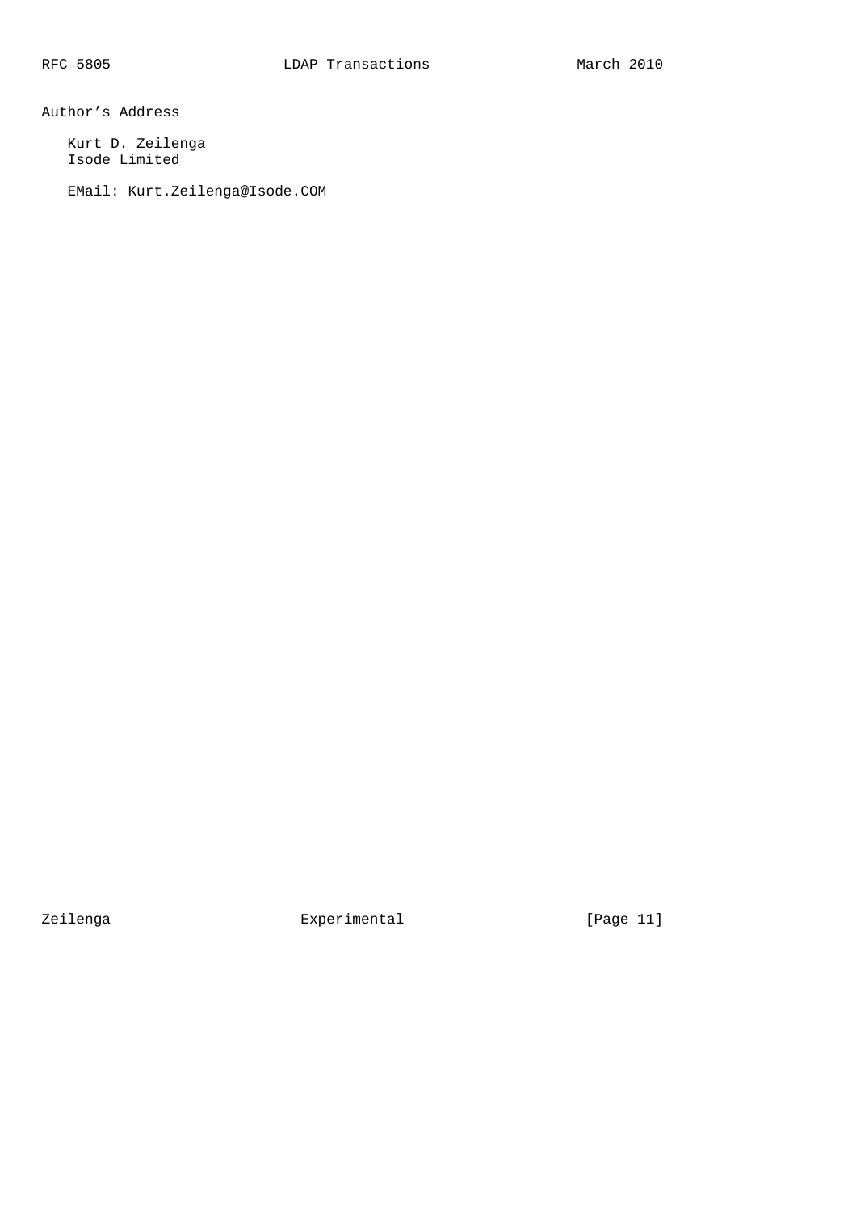# Author's Address

Kurt D. Zeilenga
Isode Limited

EMail: Kurt.Zeilenga@Isode.COM